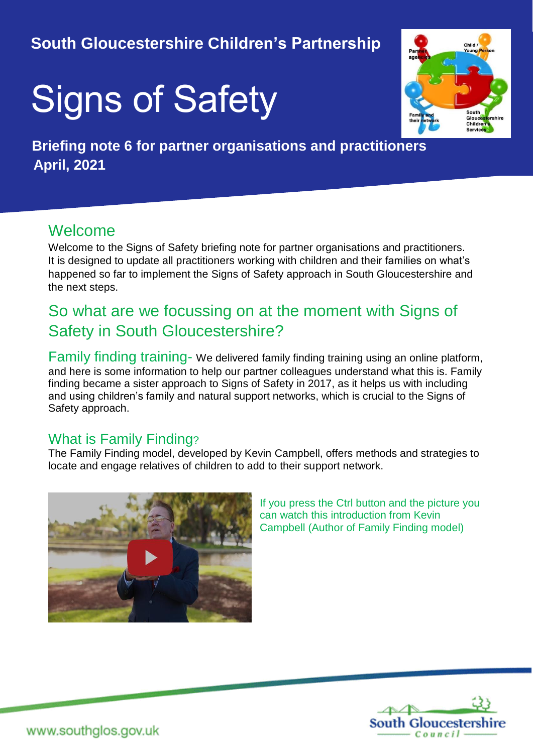**South Gloucestershire Children's Partnership**

# Signs of Safety

**Briefing note 6 for partner organisations and practitioners**
**April, 2021**

## Welcome

Welcome to the Signs of Safety briefing note for partner organisations and practitioners. It is designed to update all practitioners working with children and their families on what's happened so far to implement the Signs of Safety approach in South Gloucestershire and the next steps.

## So what are we focussing on at the moment with Signs of Safety in South Gloucestershire?

**Family finding training-** We delivered family finding training using an online platform, and here is some information to help our partner colleagues understand what this is. Family finding became a sister approach to Signs of Safety in 2017, as it helps us with including and using children's family and natural support networks, which is crucial to the Signs of Safety approach.

### What is Family Finding?

The Family Finding model, developed by Kevin Campbell, offers methods and strategies to locate and engage relatives of children to add to their support network.

If you press the Ctrl button and the picture you can watch this introduction from Kevin Campbell (Author of Family Finding model)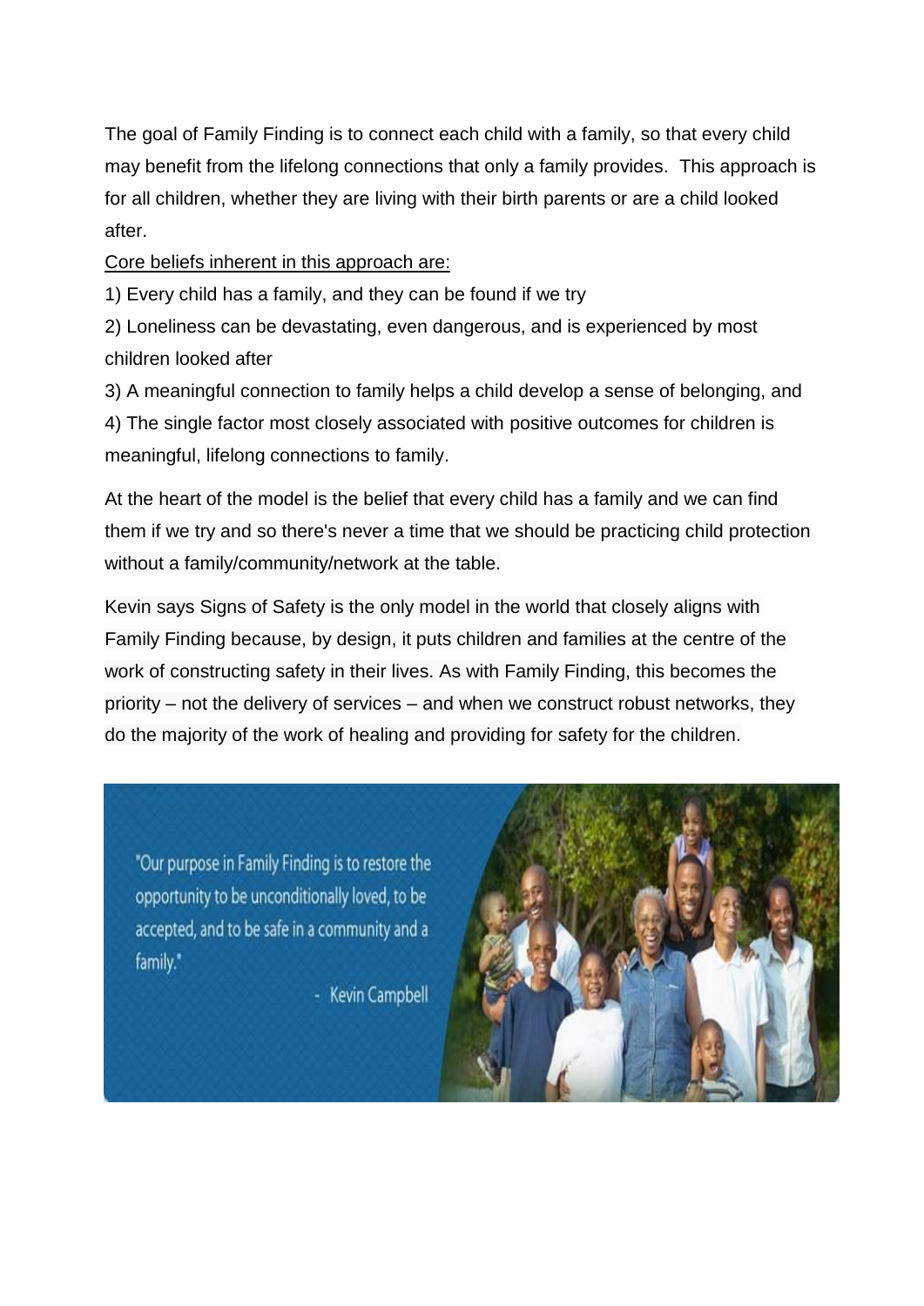The goal of Family Finding is to connect each child with a family, so that every child may benefit from the lifelong connections that only a family provides. This approach is for all children, whether they are living with their birth parents or are a child looked after.

Core beliefs inherent in this approach are:

1) Every child has a family, and they can be found if we try

2) Loneliness can be devastating, even dangerous, and is experienced by most children looked after

3) A meaningful connection to family helps a child develop a sense of belonging, and

4) The single factor most closely associated with positive outcomes for children is meaningful, lifelong connections to family.

At the heart of the model is the belief that every child has a family and we can find them if we try and so there's never a time that we should be practicing child protection without a family/community/network at the table.

Kevin says Signs of Safety is the only model in the world that closely aligns with Family Finding because, by design, it puts children and families at the centre of the work of constructing safety in their lives. As with Family Finding, this becomes the priority – not the delivery of services – and when we construct robust networks, they do the majority of the work of healing and providing for safety for the children.

"Our purpose in Family Finding is to restore the opportunity to be unconditionally loved, to be accepted, and to be safe in a community and a family."

- Kevin Campbell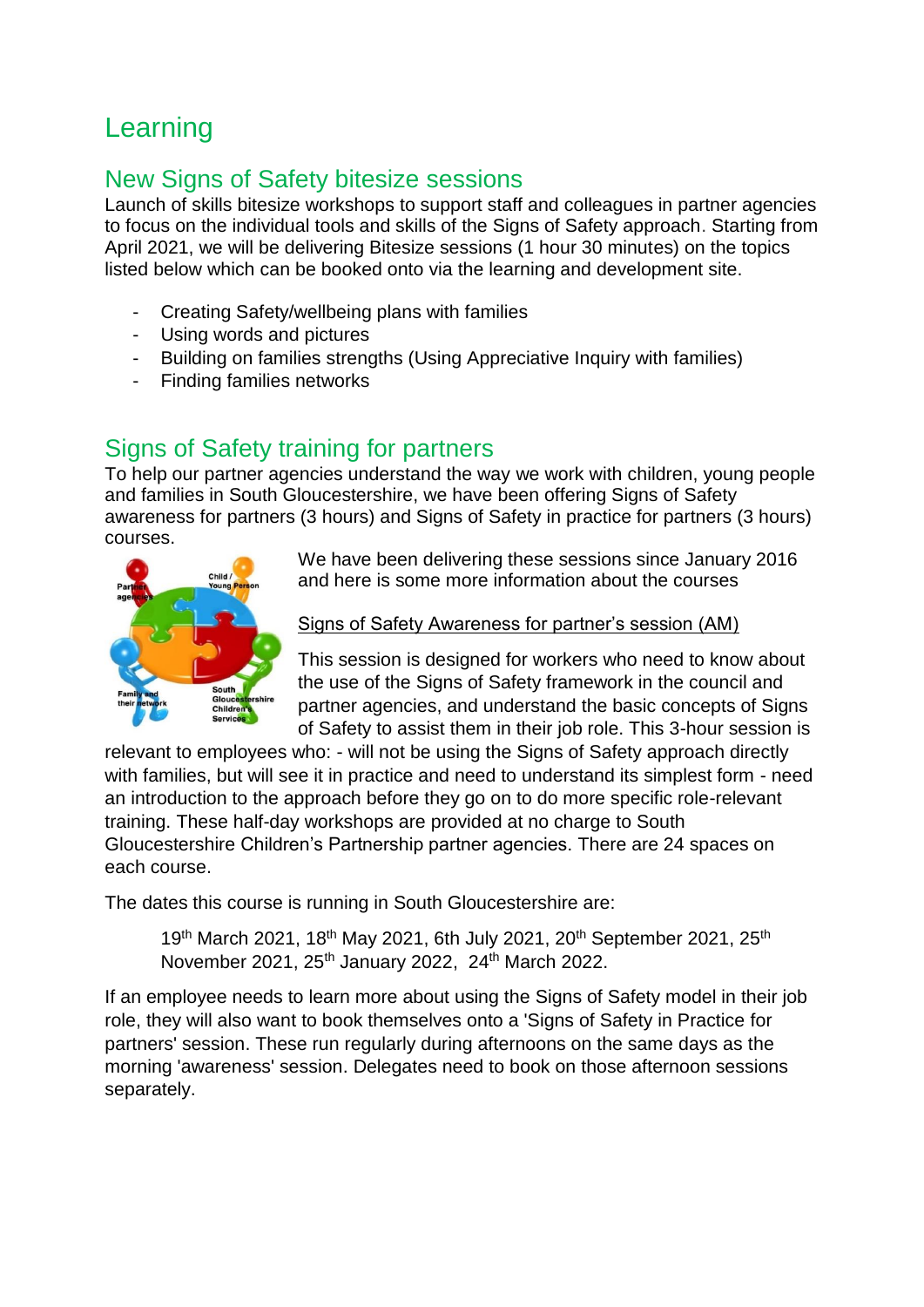# Learning

## New Signs of Safety bitesize sessions

Launch of skills bitesize workshops to support staff and colleagues in partner agencies to focus on the individual tools and skills of the Signs of Safety approach. Starting from April 2021, we will be delivering Bitesize sessions (1 hour 30 minutes) on the topics listed below which can be booked onto via the learning and development site.

- Creating Safety/wellbeing plans with families
- Using words and pictures
- Building on families strengths (Using Appreciative Inquiry with families)
- Finding families networks

## Signs of Safety training for partners

To help our partner agencies understand the way we work with children, young people and families in South Gloucestershire, we have been offering Signs of Safety awareness for partners (3 hours) and Signs of Safety in practice for partners (3 hours) courses.

We have been delivering these sessions since January 2016 and here is some more information about the courses

Signs of Safety Awareness for partner's session (AM)

This session is designed for workers who need to know about the use of the Signs of Safety framework in the council and partner agencies, and understand the basic concepts of Signs of Safety to assist them in their job role. This 3-hour session is relevant to employees who: - will not be using the Signs of Safety approach directly with families, but will see it in practice and need to understand its simplest form - need an introduction to the approach before they go on to do more specific role-relevant training. These half-day workshops are provided at no charge to South Gloucestershire Children's Partnership partner agencies. There are 24 spaces on each course.

The dates this course is running in South Gloucestershire are:

19th March 2021, 18th May 2021, 6th July 2021, 20th September 2021, 25th November 2021, 25th January 2022, 24th March 2022.

If an employee needs to learn more about using the Signs of Safety model in their job role, they will also want to book themselves onto a 'Signs of Safety in Practice for partners' session. These run regularly during afternoons on the same days as the morning 'awareness' session. Delegates need to book on those afternoon sessions separately.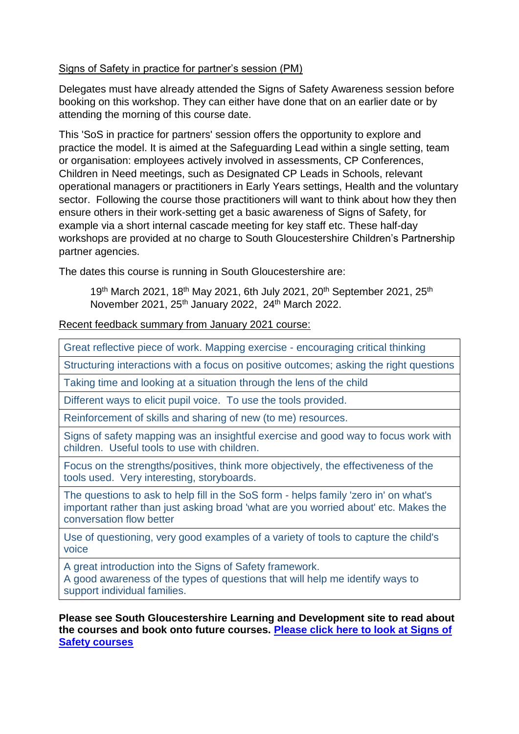Signs of Safety in practice for partner's session (PM)

Delegates must have already attended the Signs of Safety Awareness session before booking on this workshop. They can either have done that on an earlier date or by attending the morning of this course date.

This 'SoS in practice for partners' session offers the opportunity to explore and practice the model. It is aimed at the Safeguarding Lead within a single setting, team or organisation: employees actively involved in assessments, CP Conferences, Children in Need meetings, such as Designated CP Leads in Schools, relevant operational managers or practitioners in Early Years settings, Health and the voluntary sector. Following the course those practitioners will want to think about how they then ensure others in their work-setting get a basic awareness of Signs of Safety, for example via a short internal cascade meeting for key staff etc. These half-day workshops are provided at no charge to South Gloucestershire Children's Partnership partner agencies.

The dates this course is running in South Gloucestershire are:

> 19th March 2021, 18th May 2021, 6th July 2021, 20th September 2021, 25th November 2021, 25th January 2022, 24th March 2022.

Recent feedback summary from January 2021 course:

| |
|---|
| Great reflective piece of work. Mapping exercise - encouraging critical thinking |
| Structuring interactions with a focus on positive outcomes; asking the right questions |
| Taking time and looking at a situation through the lens of the child |
| Different ways to elicit pupil voice. To use the tools provided. |
| Reinforcement of skills and sharing of new (to me) resources. |
| Signs of safety mapping was an insightful exercise and good way to focus work with children. Useful tools to use with children. |
| Focus on the strengths/positives, think more objectively, the effectiveness of the tools used. Very interesting, storyboards. |
| The questions to ask to help fill in the SoS form - helps family 'zero in' on what's important rather than just asking broad 'what are you worried about' etc. Makes the conversation flow better |
| Use of questioning, very good examples of a variety of tools to capture the child's voice |
| A great introduction into the Signs of Safety framework. A good awareness of the types of questions that will help me identify ways to support individual families. |

**Please see South Gloucestershire Learning and Development site to read about the courses and book onto future courses. Please click here to look at Signs of Safety courses**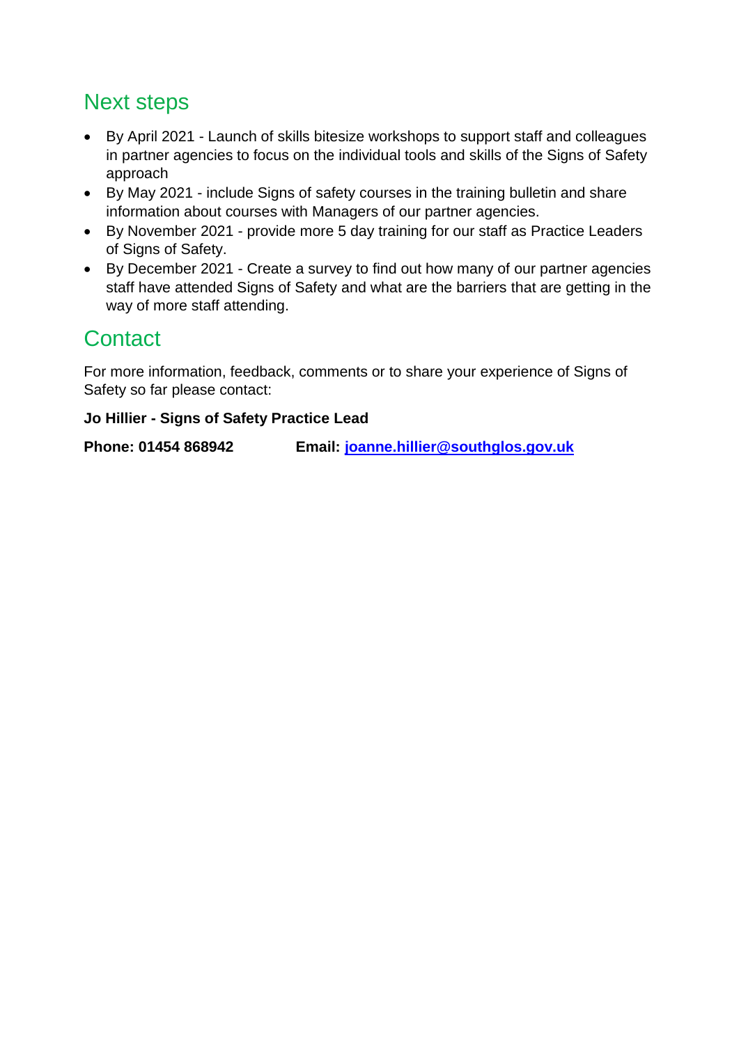## Next steps

- By April 2021 - Launch of skills bitesize workshops to support staff and colleagues in partner agencies to focus on the individual tools and skills of the Signs of Safety approach
- By May 2021 - include Signs of safety courses in the training bulletin and share information about courses with Managers of our partner agencies.
- By November 2021 - provide more 5 day training for our staff as Practice Leaders of Signs of Safety.
- By December 2021 - Create a survey to find out how many of our partner agencies staff have attended Signs of Safety and what are the barriers that are getting in the way of more staff attending.

## Contact

For more information, feedback, comments or to share your experience of Signs of Safety so far please contact:

**Jo Hillier - Signs of Safety Practice Lead**

**Phone: 01454 868942** **Email: [joanne.hillier@southglos.gov.uk](mailto:joanne.hillier@southglos.gov.uk)**